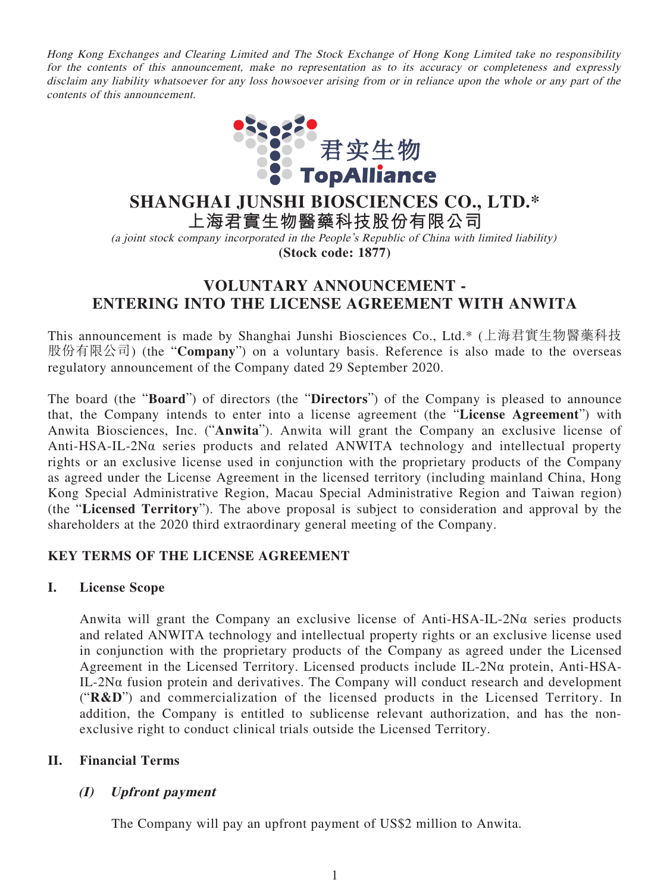*Hong Kong Exchanges and Clearing Limited and The Stock Exchange of Hong Kong Limited take no responsibility for the contents of this announcement, make no representation as to its accuracy or completeness and expressly disclaim any liability whatsoever for any loss howsoever arising from or in reliance upon the whole or any part of the contents of this announcement.*

君实生物
TopAlliance

# SHANGHAI JUNSHI BIOSCIENCES CO., LTD.*
# 上海君實生物醫藥科技股份有限公司

*(a joint stock company incorporated in the People's Republic of China with limited liability)*

**(Stock code: 1877)**

## VOLUNTARY ANNOUNCEMENT - ENTERING INTO THE LICENSE AGREEMENT WITH ANWITA

This announcement is made by Shanghai Junshi Biosciences Co., Ltd.* (上海君實生物醫藥科技股份有限公司) (the "**Company**") on a voluntary basis. Reference is also made to the overseas regulatory announcement of the Company dated 29 September 2020.

The board (the "**Board**") of directors (the "**Directors**") of the Company is pleased to announce that, the Company intends to enter into a license agreement (the "**License Agreement**") with Anwita Biosciences, Inc. ("**Anwita**"). Anwita will grant the Company an exclusive license of Anti-HSA-IL-2Nα series products and related ANWITA technology and intellectual property rights or an exclusive license used in conjunction with the proprietary products of the Company as agreed under the License Agreement in the licensed territory (including mainland China, Hong Kong Special Administrative Region, Macau Special Administrative Region and Taiwan region) (the "**Licensed Territory**"). The above proposal is subject to consideration and approval by the shareholders at the 2020 third extraordinary general meeting of the Company.

### KEY TERMS OF THE LICENSE AGREEMENT

**I. License Scope**

Anwita will grant the Company an exclusive license of Anti-HSA-IL-2Nα series products and related ANWITA technology and intellectual property rights or an exclusive license used in conjunction with the proprietary products of the Company as agreed under the Licensed Agreement in the Licensed Territory. Licensed products include IL-2Nα protein, Anti-HSA-IL-2Nα fusion protein and derivatives. The Company will conduct research and development ("**R&D**") and commercialization of the licensed products in the Licensed Territory. In addition, the Company is entitled to sublicense relevant authorization, and has the non-exclusive right to conduct clinical trials outside the Licensed Territory.

**II. Financial Terms**

***(I) Upfront payment***

The Company will pay an upfront payment of US$2 million to Anwita.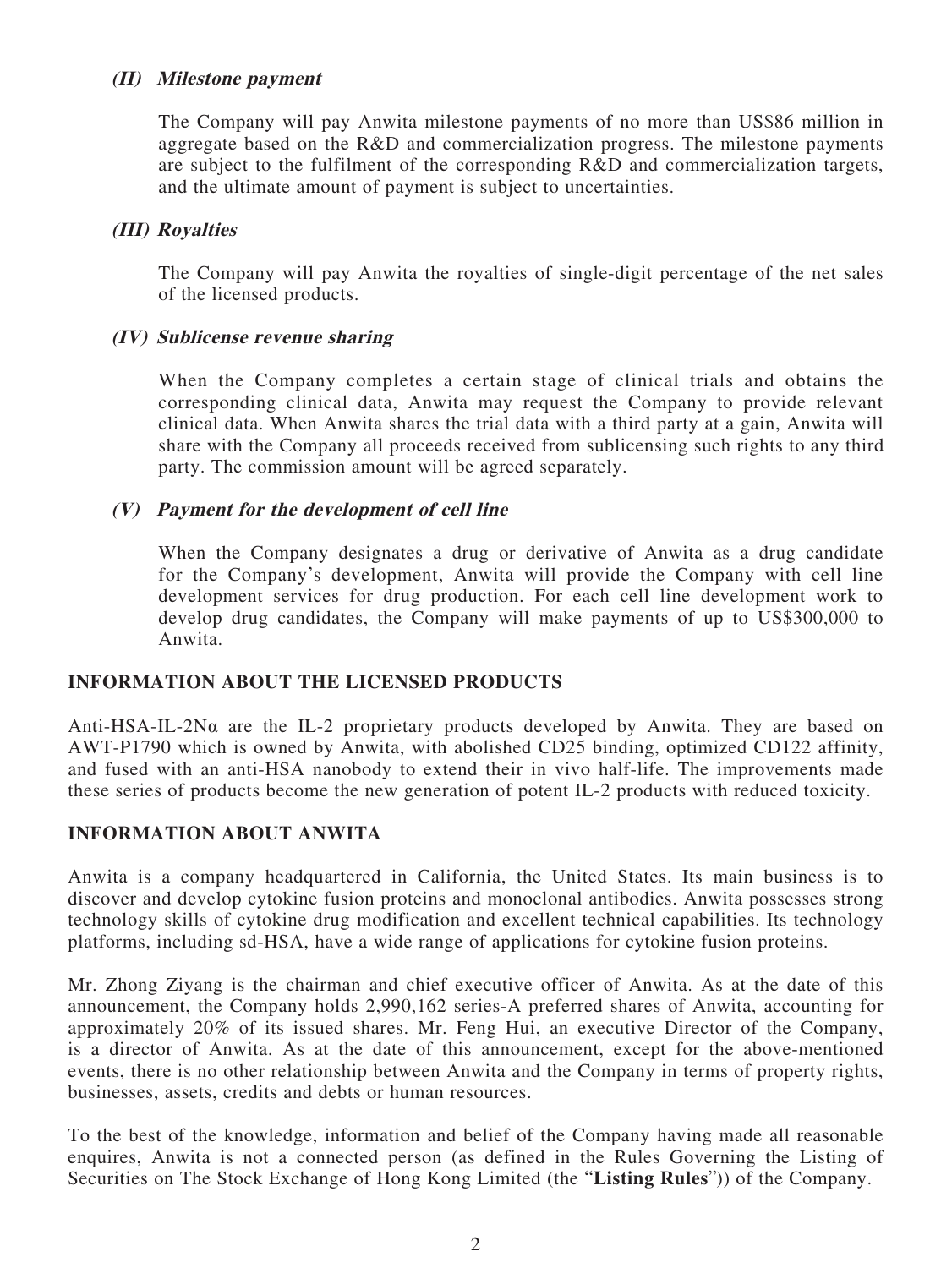#### *(II) Milestone payment*

The Company will pay Anwita milestone payments of no more than US$86 million in aggregate based on the R&D and commercialization progress. The milestone payments are subject to the fulfilment of the corresponding R&D and commercialization targets, and the ultimate amount of payment is subject to uncertainties.

#### *(III) Royalties*

The Company will pay Anwita the royalties of single-digit percentage of the net sales of the licensed products.

#### *(IV) Sublicense revenue sharing*

When the Company completes a certain stage of clinical trials and obtains the corresponding clinical data, Anwita may request the Company to provide relevant clinical data. When Anwita shares the trial data with a third party at a gain, Anwita will share with the Company all proceeds received from sublicensing such rights to any third party. The commission amount will be agreed separately.

#### *(V) Payment for the development of cell line*

When the Company designates a drug or derivative of Anwita as a drug candidate for the Company's development, Anwita will provide the Company with cell line development services for drug production. For each cell line development work to develop drug candidates, the Company will make payments of up to US$300,000 to Anwita.

## INFORMATION ABOUT THE LICENSED PRODUCTS

Anti-HSA-IL-2Nα are the IL-2 proprietary products developed by Anwita. They are based on AWT-P1790 which is owned by Anwita, with abolished CD25 binding, optimized CD122 affinity, and fused with an anti-HSA nanobody to extend their in vivo half-life. The improvements made these series of products become the new generation of potent IL-2 products with reduced toxicity.

## INFORMATION ABOUT ANWITA

Anwita is a company headquartered in California, the United States. Its main business is to discover and develop cytokine fusion proteins and monoclonal antibodies. Anwita possesses strong technology skills of cytokine drug modification and excellent technical capabilities. Its technology platforms, including sd-HSA, have a wide range of applications for cytokine fusion proteins.

Mr. Zhong Ziyang is the chairman and chief executive officer of Anwita. As at the date of this announcement, the Company holds 2,990,162 series-A preferred shares of Anwita, accounting for approximately 20% of its issued shares. Mr. Feng Hui, an executive Director of the Company, is a director of Anwita. As at the date of this announcement, except for the above-mentioned events, there is no other relationship between Anwita and the Company in terms of property rights, businesses, assets, credits and debts or human resources.

To the best of the knowledge, information and belief of the Company having made all reasonable enquires, Anwita is not a connected person (as defined in the Rules Governing the Listing of Securities on The Stock Exchange of Hong Kong Limited (the "**Listing Rules**")) of the Company.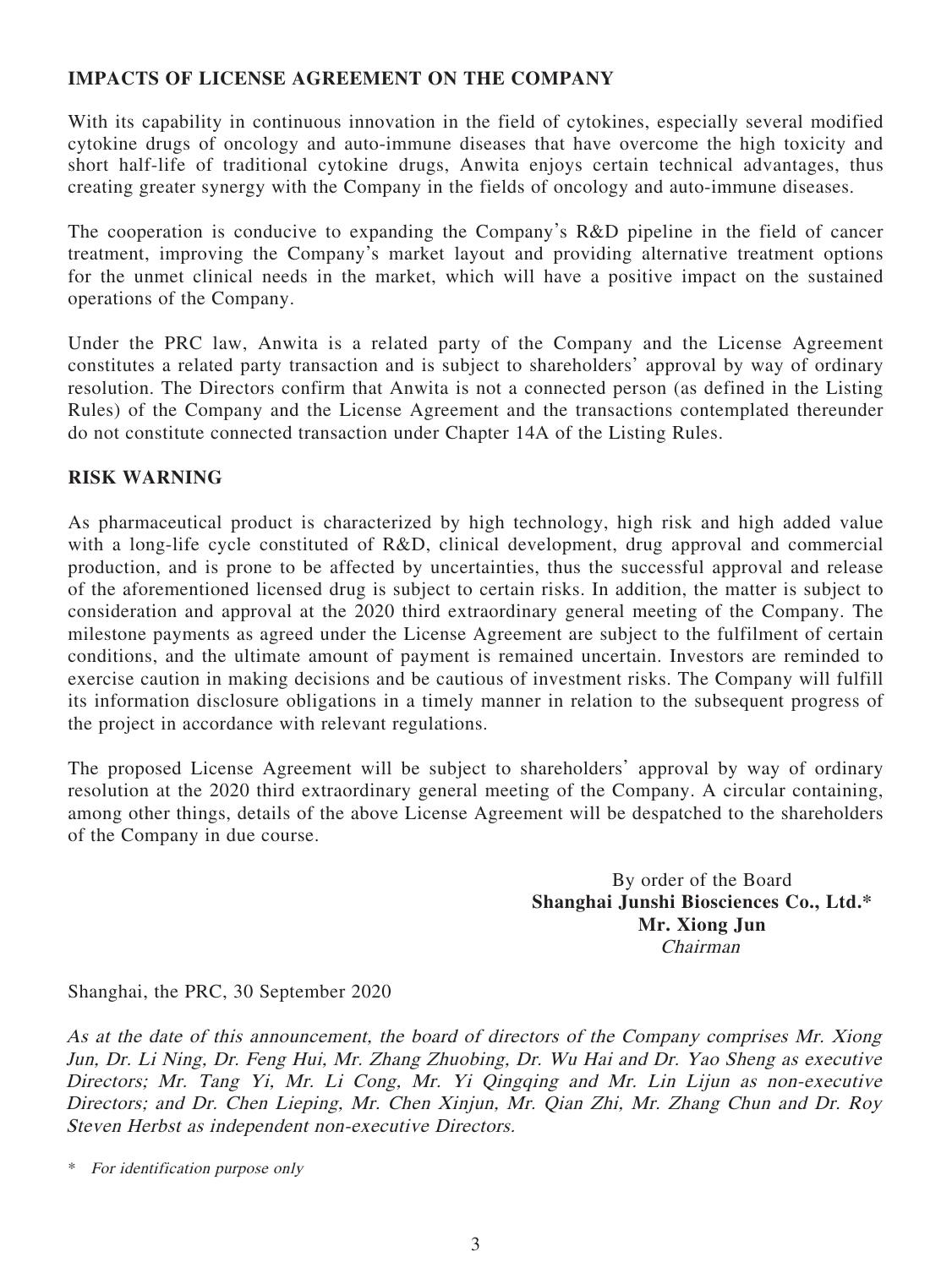## IMPACTS OF LICENSE AGREEMENT ON THE COMPANY

With its capability in continuous innovation in the field of cytokines, especially several modified cytokine drugs of oncology and auto-immune diseases that have overcome the high toxicity and short half-life of traditional cytokine drugs, Anwita enjoys certain technical advantages, thus creating greater synergy with the Company in the fields of oncology and auto-immune diseases.

The cooperation is conducive to expanding the Company's R&D pipeline in the field of cancer treatment, improving the Company's market layout and providing alternative treatment options for the unmet clinical needs in the market, which will have a positive impact on the sustained operations of the Company.

Under the PRC law, Anwita is a related party of the Company and the License Agreement constitutes a related party transaction and is subject to shareholders' approval by way of ordinary resolution. The Directors confirm that Anwita is not a connected person (as defined in the Listing Rules) of the Company and the License Agreement and the transactions contemplated thereunder do not constitute connected transaction under Chapter 14A of the Listing Rules.

## RISK WARNING

As pharmaceutical product is characterized by high technology, high risk and high added value with a long-life cycle constituted of R&D, clinical development, drug approval and commercial production, and is prone to be affected by uncertainties, thus the successful approval and release of the aforementioned licensed drug is subject to certain risks. In addition, the matter is subject to consideration and approval at the 2020 third extraordinary general meeting of the Company. The milestone payments as agreed under the License Agreement are subject to the fulfilment of certain conditions, and the ultimate amount of payment is remained uncertain. Investors are reminded to exercise caution in making decisions and be cautious of investment risks. The Company will fulfill its information disclosure obligations in a timely manner in relation to the subsequent progress of the project in accordance with relevant regulations.

The proposed License Agreement will be subject to shareholders' approval by way of ordinary resolution at the 2020 third extraordinary general meeting of the Company. A circular containing, among other things, details of the above License Agreement will be despatched to the shareholders of the Company in due course.

By order of the Board
**Shanghai Junshi Biosciences Co., Ltd.***
**Mr. Xiong Jun**
*Chairman*

Shanghai, the PRC, 30 September 2020

*As at the date of this announcement, the board of directors of the Company comprises Mr. Xiong Jun, Dr. Li Ning, Dr. Feng Hui, Mr. Zhang Zhuobing, Dr. Wu Hai and Dr. Yao Sheng as executive Directors; Mr. Tang Yi, Mr. Li Cong, Mr. Yi Qingqing and Mr. Lin Lijun as non-executive Directors; and Dr. Chen Lieping, Mr. Chen Xinjun, Mr. Qian Zhi, Mr. Zhang Chun and Dr. Roy Steven Herbst as independent non-executive Directors.*

\* *For identification purpose only*